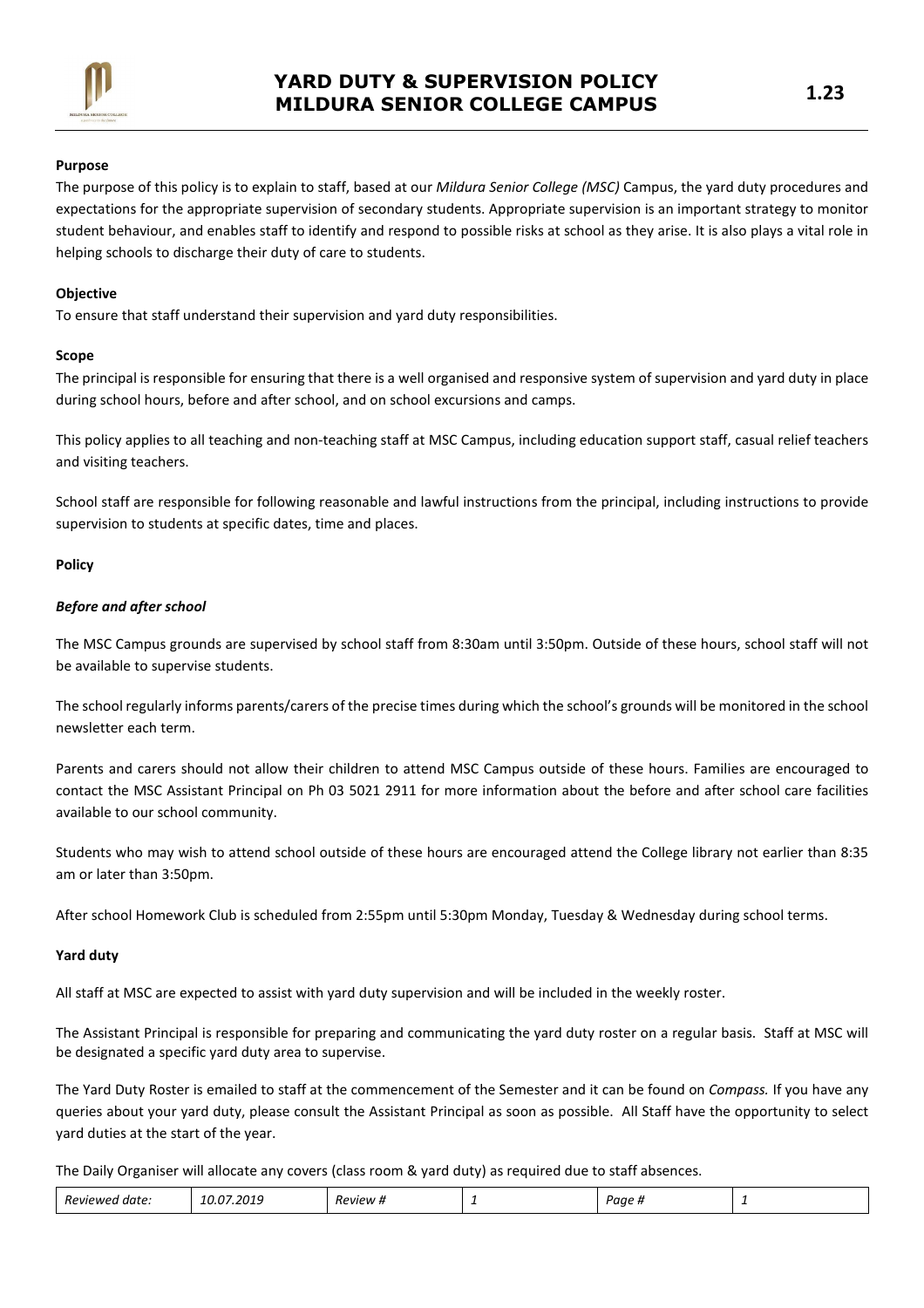# YARD DUTY & SUPERVISION POLICY MILDURA SENIOR COLLEGE CAMPUS

**1.23**

**Purpose**

The purpose of this policy is to explain to staff, based at our *Mildura Senior College (MSC)* Campus, the yard duty procedures and expectations for the appropriate supervision of secondary students. Appropriate supervision is an important strategy to monitor student behaviour, and enables staff to identify and respond to possible risks at school as they arise. It is also plays a vital role in helping schools to discharge their duty of care to students.

**Objective**

To ensure that staff understand their supervision and yard duty responsibilities.

**Scope**

The principal is responsible for ensuring that there is a well organised and responsive system of supervision and yard duty in place during school hours, before and after school, and on school excursions and camps.

This policy applies to all teaching and non-teaching staff at MSC Campus, including education support staff, casual relief teachers and visiting teachers.

School staff are responsible for following reasonable and lawful instructions from the principal, including instructions to provide supervision to students at specific dates, time and places.

**Policy**

***Before and after school***

The MSC Campus grounds are supervised by school staff from 8:30am until 3:50pm. Outside of these hours, school staff will not be available to supervise students.

The school regularly informs parents/carers of the precise times during which the school's grounds will be monitored in the school newsletter each term.

Parents and carers should not allow their children to attend MSC Campus outside of these hours. Families are encouraged to contact the MSC Assistant Principal on Ph 03 5021 2911 for more information about the before and after school care facilities available to our school community.

Students who may wish to attend school outside of these hours are encouraged attend the College library not earlier than 8:35 am or later than 3:50pm.

After school Homework Club is scheduled from 2:55pm until 5:30pm Monday, Tuesday & Wednesday during school terms.

**Yard duty**

All staff at MSC are expected to assist with yard duty supervision and will be included in the weekly roster.

The Assistant Principal is responsible for preparing and communicating the yard duty roster on a regular basis. Staff at MSC will be designated a specific yard duty area to supervise.

The Yard Duty Roster is emailed to staff at the commencement of the Semester and it can be found on *Compass.* If you have any queries about your yard duty, please consult the Assistant Principal as soon as possible. All Staff have the opportunity to select yard duties at the start of the year.

The Daily Organiser will allocate any covers (class room & yard duty) as required due to staff absences.

| *Reviewed date:* | *10.07.2019* | *Review #* | *1* | *Page #* | *1* |
|---|---|---|---|---|---|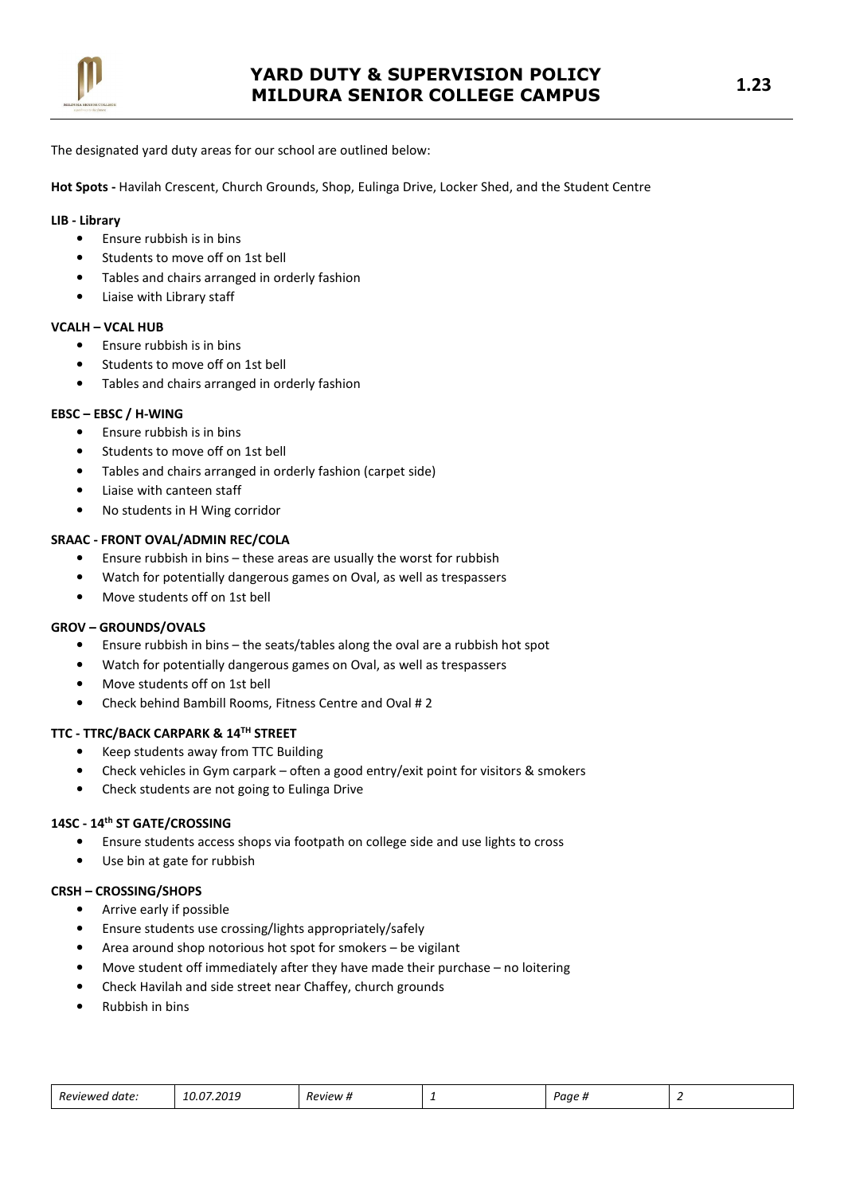The designated yard duty areas for our school are outlined below:

**Hot Spots -** Havilah Crescent, Church Grounds, Shop, Eulinga Drive, Locker Shed, and the Student Centre

**LIB - Library**

- Ensure rubbish is in bins
- Students to move off on 1st bell
- Tables and chairs arranged in orderly fashion
- Liaise with Library staff

**VCALH – VCAL HUB**

- Ensure rubbish is in bins
- Students to move off on 1st bell
- Tables and chairs arranged in orderly fashion

**EBSC – EBSC / H-WING**

- Ensure rubbish is in bins
- Students to move off on 1st bell
- Tables and chairs arranged in orderly fashion (carpet side)
- Liaise with canteen staff
- No students in H Wing corridor

**SRAAC - FRONT OVAL/ADMIN REC/COLA**

- Ensure rubbish in bins – these areas are usually the worst for rubbish
- Watch for potentially dangerous games on Oval, as well as trespassers
- Move students off on 1st bell

**GROV – GROUNDS/OVALS**

- Ensure rubbish in bins – the seats/tables along the oval are a rubbish hot spot
- Watch for potentially dangerous games on Oval, as well as trespassers
- Move students off on 1st bell
- Check behind Bambill Rooms, Fitness Centre and Oval # 2

**TTC - TTRC/BACK CARPARK & 14TH STREET**

- Keep students away from TTC Building
- Check vehicles in Gym carpark – often a good entry/exit point for visitors & smokers
- Check students are not going to Eulinga Drive

**14SC - 14th ST GATE/CROSSING**

- Ensure students access shops via footpath on college side and use lights to cross
- Use bin at gate for rubbish

**CRSH – CROSSING/SHOPS**

- Arrive early if possible
- Ensure students use crossing/lights appropriately/safely
- Area around shop notorious hot spot for smokers – be vigilant
- Move student off immediately after they have made their purchase – no loitering
- Check Havilah and side street near Chaffey, church grounds
- Rubbish in bins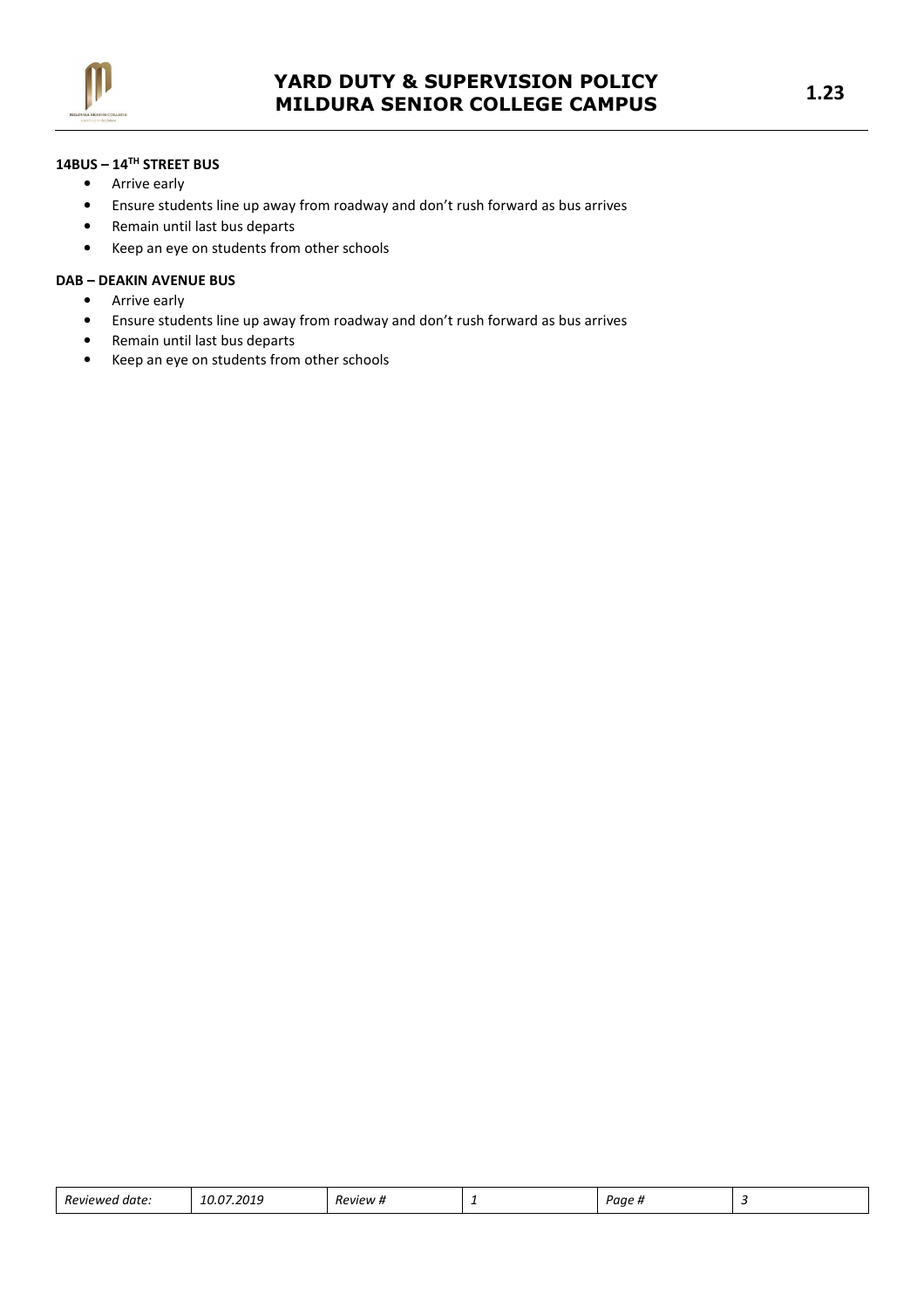**14BUS – 14TH STREET BUS**

- Arrive early
- Ensure students line up away from roadway and don't rush forward as bus arrives
- Remain until last bus departs
- Keep an eye on students from other schools

**DAB – DEAKIN AVENUE BUS**

- Arrive early
- Ensure students line up away from roadway and don't rush forward as bus arrives
- Remain until last bus departs
- Keep an eye on students from other schools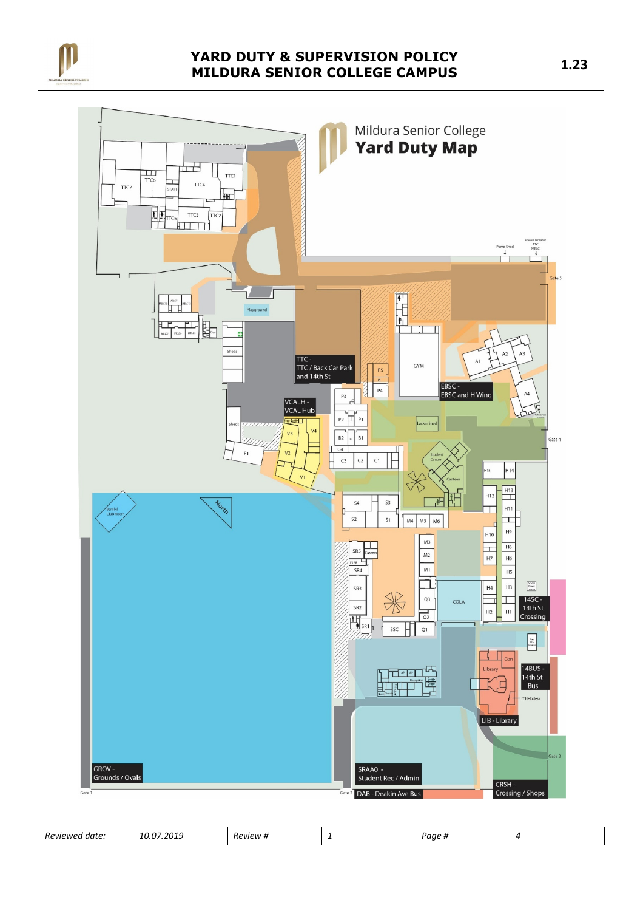# Mildura Senior College Yard Duty Map

- TTC - TTC / Back Car Park and 14th St
- VCALH - VCAL Hub
- EBSC - EBSC and H Wing
- 14SC - 14th St Crossing
- 14BUS - 14th St Bus
- LIB - Library
- GROV - Grounds / Ovals
- SRAAO - Student Rec / Admin
- DAB - Deakin Ave Bus
- CRSH - Crossing / Shops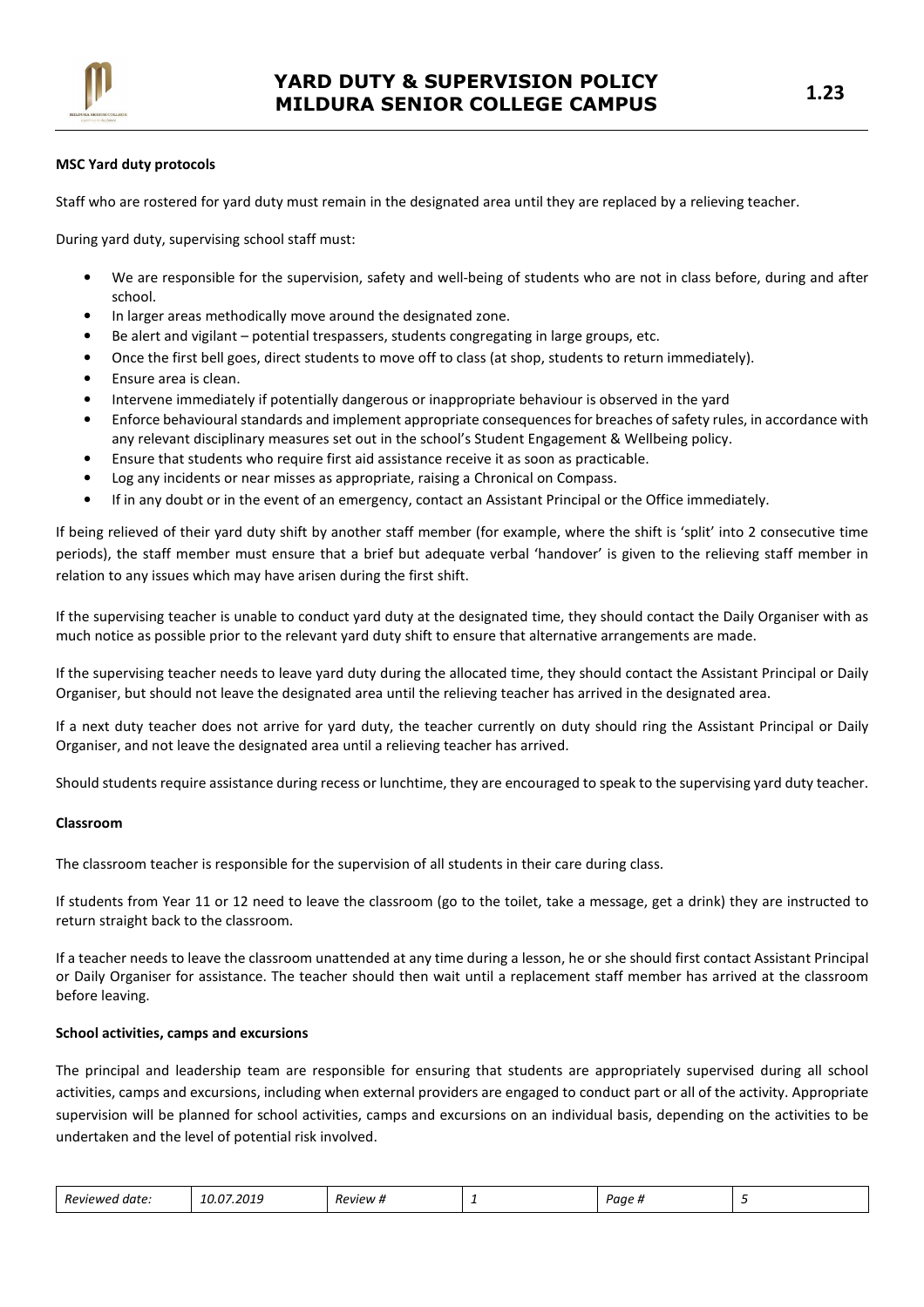### MSC Yard duty protocols

Staff who are rostered for yard duty must remain in the designated area until they are replaced by a relieving teacher.

During yard duty, supervising school staff must:

- We are responsible for the supervision, safety and well-being of students who are not in class before, during and after school.
- In larger areas methodically move around the designated zone.
- Be alert and vigilant – potential trespassers, students congregating in large groups, etc.
- Once the first bell goes, direct students to move off to class (at shop, students to return immediately).
- Ensure area is clean.
- Intervene immediately if potentially dangerous or inappropriate behaviour is observed in the yard
- Enforce behavioural standards and implement appropriate consequences for breaches of safety rules, in accordance with any relevant disciplinary measures set out in the school's Student Engagement & Wellbeing policy.
- Ensure that students who require first aid assistance receive it as soon as practicable.
- Log any incidents or near misses as appropriate, raising a Chronical on Compass.
- If in any doubt or in the event of an emergency, contact an Assistant Principal or the Office immediately.

If being relieved of their yard duty shift by another staff member (for example, where the shift is 'split' into 2 consecutive time periods), the staff member must ensure that a brief but adequate verbal 'handover' is given to the relieving staff member in relation to any issues which may have arisen during the first shift.

If the supervising teacher is unable to conduct yard duty at the designated time, they should contact the Daily Organiser with as much notice as possible prior to the relevant yard duty shift to ensure that alternative arrangements are made.

If the supervising teacher needs to leave yard duty during the allocated time, they should contact the Assistant Principal or Daily Organiser, but should not leave the designated area until the relieving teacher has arrived in the designated area.

If a next duty teacher does not arrive for yard duty, the teacher currently on duty should ring the Assistant Principal or Daily Organiser, and not leave the designated area until a relieving teacher has arrived.

Should students require assistance during recess or lunchtime, they are encouraged to speak to the supervising yard duty teacher.

### Classroom

The classroom teacher is responsible for the supervision of all students in their care during class.

If students from Year 11 or 12 need to leave the classroom (go to the toilet, take a message, get a drink) they are instructed to return straight back to the classroom.

If a teacher needs to leave the classroom unattended at any time during a lesson, he or she should first contact Assistant Principal or Daily Organiser for assistance. The teacher should then wait until a replacement staff member has arrived at the classroom before leaving.

### School activities, camps and excursions

The principal and leadership team are responsible for ensuring that students are appropriately supervised during all school activities, camps and excursions, including when external providers are engaged to conduct part or all of the activity. Appropriate supervision will be planned for school activities, camps and excursions on an individual basis, depending on the activities to be undertaken and the level of potential risk involved.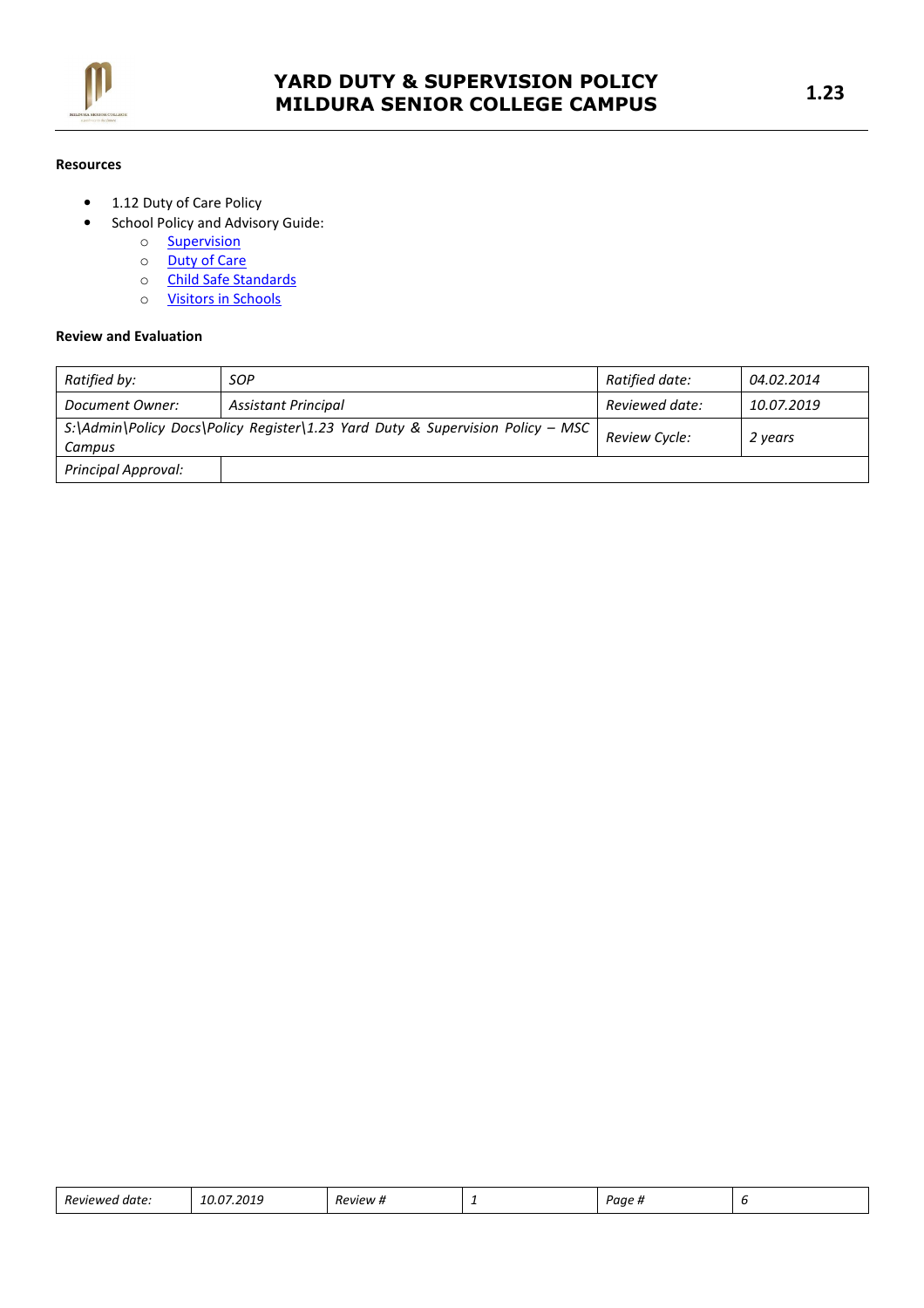**Resources**

- 1.12 Duty of Care Policy
- School Policy and Advisory Guide:
  - Supervision
  - Duty of Care
  - Child Safe Standards
  - Visitors in Schools

**Review and Evaluation**

| | | | |
|---|---|---|---|
| *Ratified by:* | *SOP* | *Ratified date:* | *04.02.2014* |
| *Document Owner:* | *Assistant Principal* | *Reviewed date:* | *10.07.2019* |
| *S:\Admin\Policy Docs\Policy Register\1.23 Yard Duty & Supervision Policy – MSC Campus* | | *Review Cycle:* | *2 years* |
| *Principal Approval:* | | | |